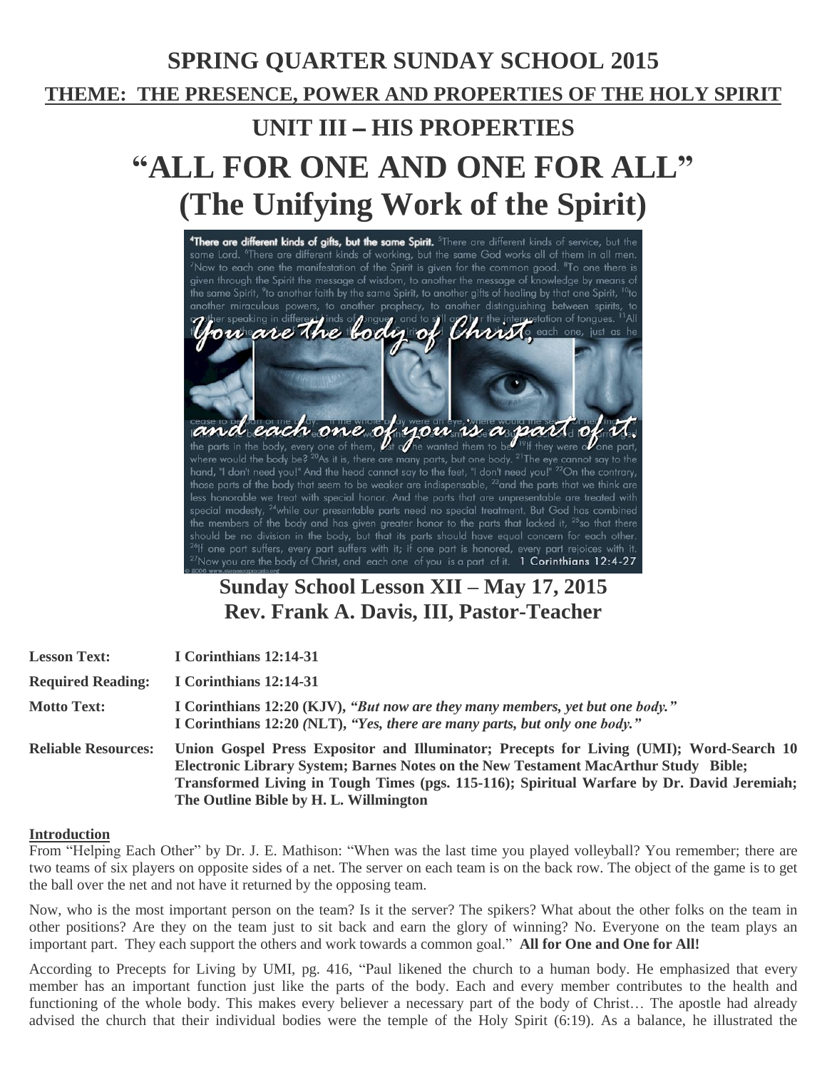# SPRING QUARTER SUNDAY SCHOOL 2015

## THEME: THE PRESENCE, POWER AND PROPERTIES OF THE HOLY SPIRIT

## UNIT III – HIS PROPERTIES

# "ALL FOR ONE AND ONE FOR ALL"
# (The Unifying Work of the Spirit)

**Sunday School Lesson XII – May 17, 2015**
**Rev. Frank A. Davis, III, Pastor-Teacher**

**Lesson Text:** **I Corinthians 12:14-31**

**Required Reading:** **I Corinthians 12:14-31**

**Motto Text:** **I Corinthians 12:20 (KJV), *"But now are they many members, yet but one body."***
**I Corinthians 12:20 (NLT), *"Yes, there are many parts, but only one body."***

**Reliable Resources:** **Union Gospel Press Expositor and Illuminator; Precepts for Living (UMI); Word-Search 10 Electronic Library System; Barnes Notes on the New Testament MacArthur Study Bible; Transformed Living in Tough Times (pgs. 115-116); Spiritual Warfare by Dr. David Jeremiah; The Outline Bible by H. L. Willmington**

**Introduction**

From "Helping Each Other" by Dr. J. E. Mathison: "When was the last time you played volleyball? You remember; there are two teams of six players on opposite sides of a net. The server on each team is on the back row. The object of the game is to get the ball over the net and not have it returned by the opposing team.

Now, who is the most important person on the team? Is it the server? The spikers? What about the other folks on the team in other positions? Are they on the team just to sit back and earn the glory of winning? No. Everyone on the team plays an important part. They each support the others and work towards a common goal." **All for One and One for All!**

According to Precepts for Living by UMI, pg. 416, "Paul likened the church to a human body. He emphasized that every member has an important function just like the parts of the body. Each and every member contributes to the health and functioning of the whole body. This makes every believer a necessary part of the body of Christ… The apostle had already advised the church that their individual bodies were the temple of the Holy Spirit (6:19). As a balance, he illustrated the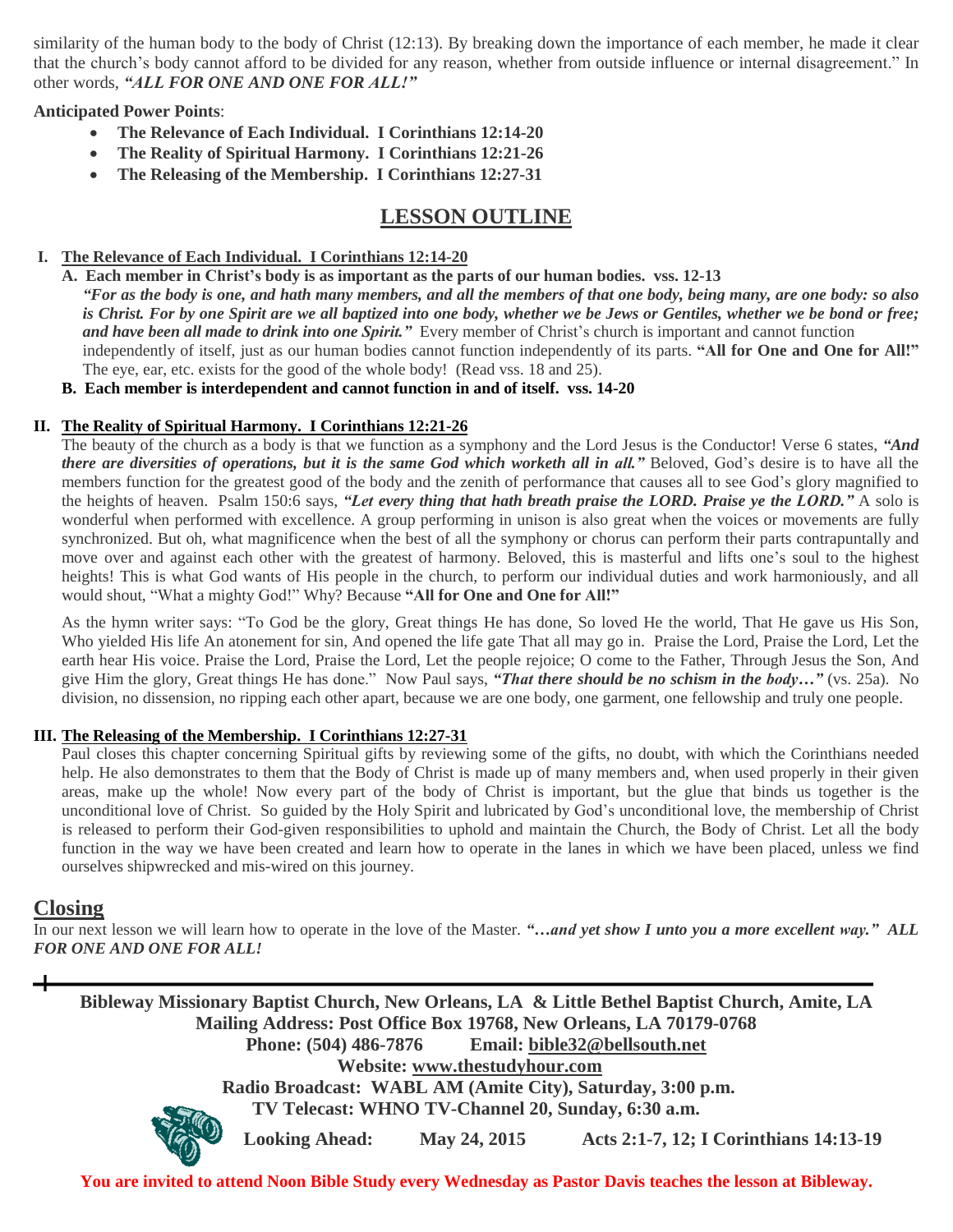similarity of the human body to the body of Christ (12:13). By breaking down the importance of each member, he made it clear that the church's body cannot afford to be divided for any reason, whether from outside influence or internal disagreement." In other words, ***"ALL FOR ONE AND ONE FOR ALL!"***

**Anticipated Power Points**:

- **The Relevance of Each Individual. I Corinthians 12:14-20**
- **The Reality of Spiritual Harmony. I Corinthians 12:21-26**
- **The Releasing of the Membership. I Corinthians 12:27-31**

## LESSON OUTLINE

### I. The Relevance of Each Individual. I Corinthians 12:14-20

**A. Each member in Christ's body is as important as the parts of our human bodies. vss. 12-13**

***"For as the body is one, and hath many members, and all the members of that one body, being many, are one body: so also is Christ. For by one Spirit are we all baptized into one body, whether we be Jews or Gentiles, whether we be bond or free; and have been all made to drink into one Spirit."*** Every member of Christ's church is important and cannot function independently of itself, just as our human bodies cannot function independently of its parts. **"All for One and One for All!"** The eye, ear, etc. exists for the good of the whole body! (Read vss. 18 and 25).

**B. Each member is interdependent and cannot function in and of itself. vss. 14-20**

### II. The Reality of Spiritual Harmony. I Corinthians 12:21-26

The beauty of the church as a body is that we function as a symphony and the Lord Jesus is the Conductor! Verse 6 states, ***"And there are diversities of operations, but it is the same God which worketh all in all."*** Beloved, God's desire is to have all the members function for the greatest good of the body and the zenith of performance that causes all to see God's glory magnified to the heights of heaven. Psalm 150:6 says, ***"Let every thing that hath breath praise the LORD. Praise ye the LORD."*** A solo is wonderful when performed with excellence. A group performing in unison is also great when the voices or movements are fully synchronized. But oh, what magnificence when the best of all the symphony or chorus can perform their parts contrapuntally and move over and against each other with the greatest of harmony. Beloved, this is masterful and lifts one's soul to the highest heights! This is what God wants of His people in the church, to perform our individual duties and work harmoniously, and all would shout, "What a mighty God!" Why? Because **"All for One and One for All!"**

As the hymn writer says: "To God be the glory, Great things He has done, So loved He the world, That He gave us His Son, Who yielded His life An atonement for sin, And opened the life gate That all may go in. Praise the Lord, Praise the Lord, Let the earth hear His voice. Praise the Lord, Praise the Lord, Let the people rejoice; O come to the Father, Through Jesus the Son, And give Him the glory, Great things He has done." Now Paul says, ***"That there should be no schism in the body…"*** (vs. 25a). No division, no dissension, no ripping each other apart, because we are one body, one garment, one fellowship and truly one people.

### III. The Releasing of the Membership. I Corinthians 12:27-31

Paul closes this chapter concerning Spiritual gifts by reviewing some of the gifts, no doubt, with which the Corinthians needed help. He also demonstrates to them that the Body of Christ is made up of many members and, when used properly in their given areas, make up the whole! Now every part of the body of Christ is important, but the glue that binds us together is the unconditional love of Christ. So guided by the Holy Spirit and lubricated by God's unconditional love, the membership of Christ is released to perform their God-given responsibilities to uphold and maintain the Church, the Body of Christ. Let all the body function in the way we have been created and learn how to operate in the lanes in which we have been placed, unless we find ourselves shipwrecked and mis-wired on this journey.

## Closing

In our next lesson we will learn how to operate in the love of the Master. ***"…and yet show I unto you a more excellent way." ALL FOR ONE AND ONE FOR ALL!***

---

**Bibleway Missionary Baptist Church, New Orleans, LA & Little Bethel Baptist Church, Amite, LA**
**Mailing Address: Post Office Box 19768, New Orleans, LA 70179-0768**
**Phone: (504) 486-7876 Email: bible32@bellsouth.net**
**Website: www.thestudyhour.com**
**Radio Broadcast: WABL AM (Amite City), Saturday, 3:00 p.m.**
**TV Telecast: WHNO TV-Channel 20, Sunday, 6:30 a.m.**

**Looking Ahead: May 24, 2015 Acts 2:1-7, 12; I Corinthians 14:13-19**

**You are invited to attend Noon Bible Study every Wednesday as Pastor Davis teaches the lesson at Bibleway.**